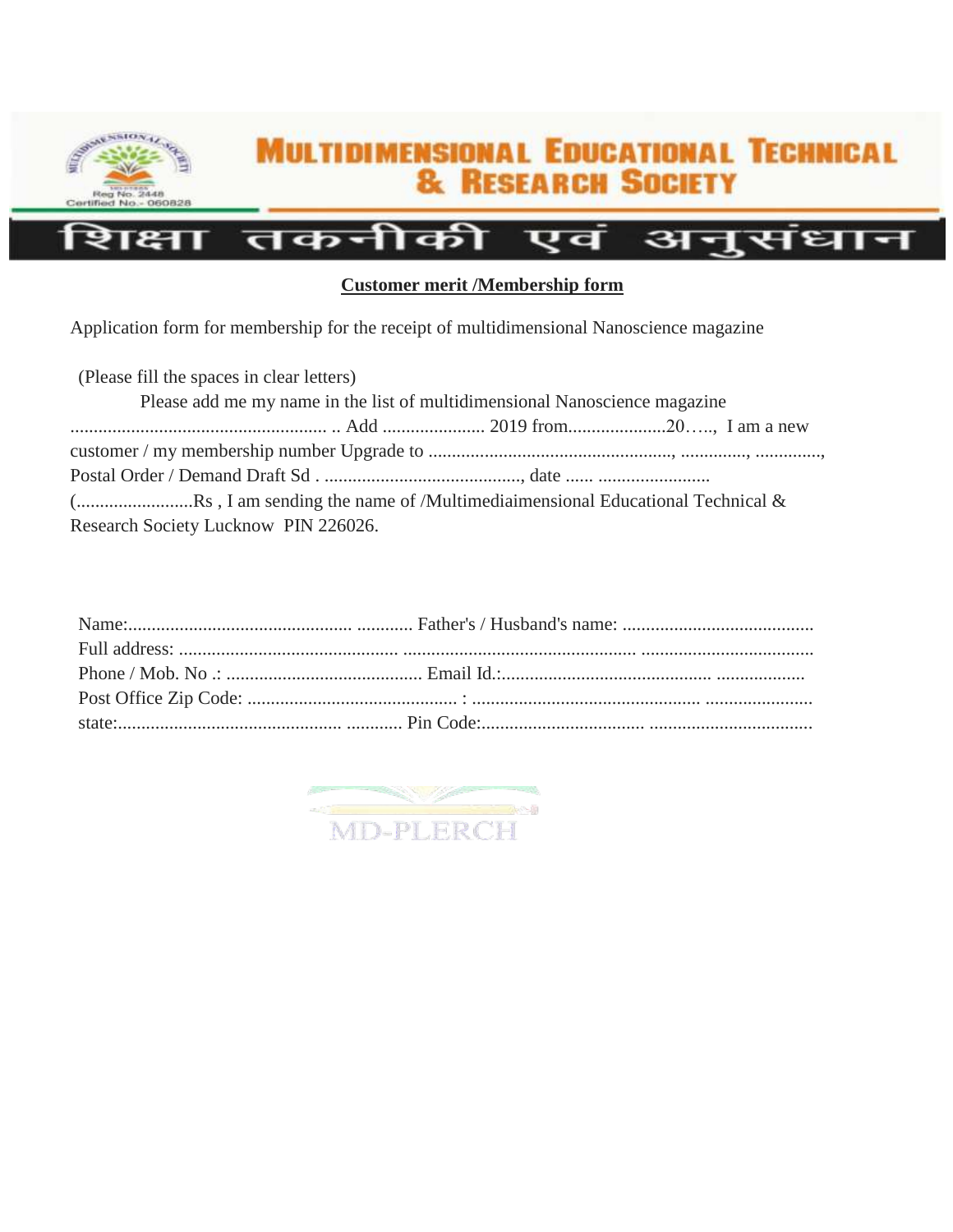# MULTIDIMENSIONAL EDUCATIONAL TECHNICAL & RESEARCH SOCIETY

Reg No. 2448
Certified No.- 060828

## शिक्षा तकनीकी एवं अनुसंधान

**Customer merit /Membership form**

Application form for membership for the receipt of multidimensional Nanoscience magazine

(Please fill the spaces in clear letters)

Please add me my name in the list of multidimensional Nanoscience magazine ........................................................ .. Add ...................... 2019 from.....................20….., I am a new customer / my membership number Upgrade to ....................................................., .............., .............., Postal Order / Demand Draft Sd . ..........................................., date ...... ........................ (.........................Rs , I am sending the name of /Multimediaimensional Educational Technical & Research Society Lucknow PIN 226026.

Name:................................................ ............ Father's / Husband's name: .........................................

Full address: ............................................... .................................................. .....................................

Phone / Mob. No .: .......................................... Email Id.:............................................... ...................

Post Office Zip Code: ............................................. : ................................................ .......................

state:............................................... ............ Pin Code:.................................... ...................................

MD-PLERCH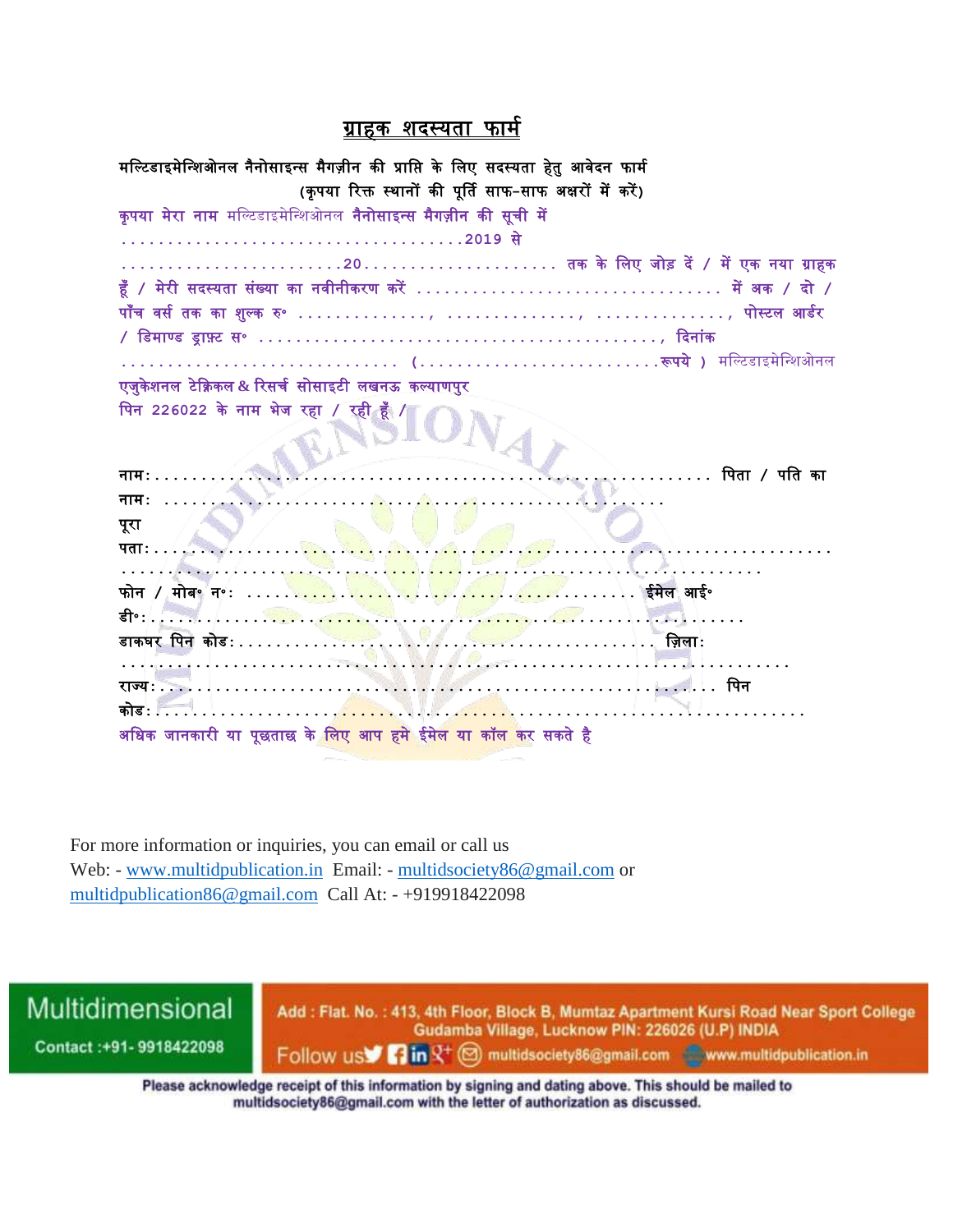# ग्राहक शदस्यता फार्म

**मल्टिडाइमेन्शिओनल नैनोसाइन्स मैगज़ीन की प्राप्ति के लिए सदस्यता हेतु आवेदन फार्म**

**(कृपया रिक्त स्थानों की पूर्ति साफ-साफ अक्षरों में करें)**

कृपया मेरा नाम मल्टिडाइमेन्शिओनल नैनोसाइन्स मैगज़ीन की सूची में ......................................2019 से .........................20...................... तक के लिए जोड़ दें / में एक नया ग्राहक हूँ / मेरी सदस्यता संख्या का नवीनीकरण करें ................................. में अक / दो / पाँच वर्ष तक का शुल्क रु॰ ..............., ..............., ..............., पोस्टल आर्डर / डिमाण्ड ड्राफ़्ट स॰ ............................................, दिनांक ............................... (..........................रूपये ) मल्टिडाइमेन्शिओनल एजुकेशनल टेक्निकल & रिसर्च सोसाइटी लखनऊ कल्याणपुर पिन 226022 के नाम भेज रहा / रही हूँ /

नामः.............................................................................. पिता / पति का नामः .......................................................................

पूरा पताः.....................................................................................................................................................................................

फोन / मोब॰ न॰: ................................................................ ईमेल आई॰ डी॰:.....................................................................................

डाकघर पिन कोडः........................................................ ज़िलाः ........................................................................................

राज्यः.................................................................... पिन कोडः..............................................................................

अधिक जानकारी या पूछताछ के लिए आप हमे ईमेल या कॉल कर सकते है

For more information or inquiries, you can email or call us
Web: - www.multidpublication.in Email: - multidsociety86@gmail.com or multidpublication86@gmail.com Call At: - +919918422098

Multidimensional
Contact :+91- 9918422098

Add : Flat. No. : 413, 4th Floor, Block B, Mumtaz Apartment Kursi Road Near Sport College Gudamba Village, Lucknow PIN: 226026 (U.P) INDIA
Follow us multidsociety86@gmail.com www.multidpublication.in

**Please acknowledge receipt of this information by signing and dating above. This should be mailed to multidsociety86@gmail.com with the letter of authorization as discussed.**